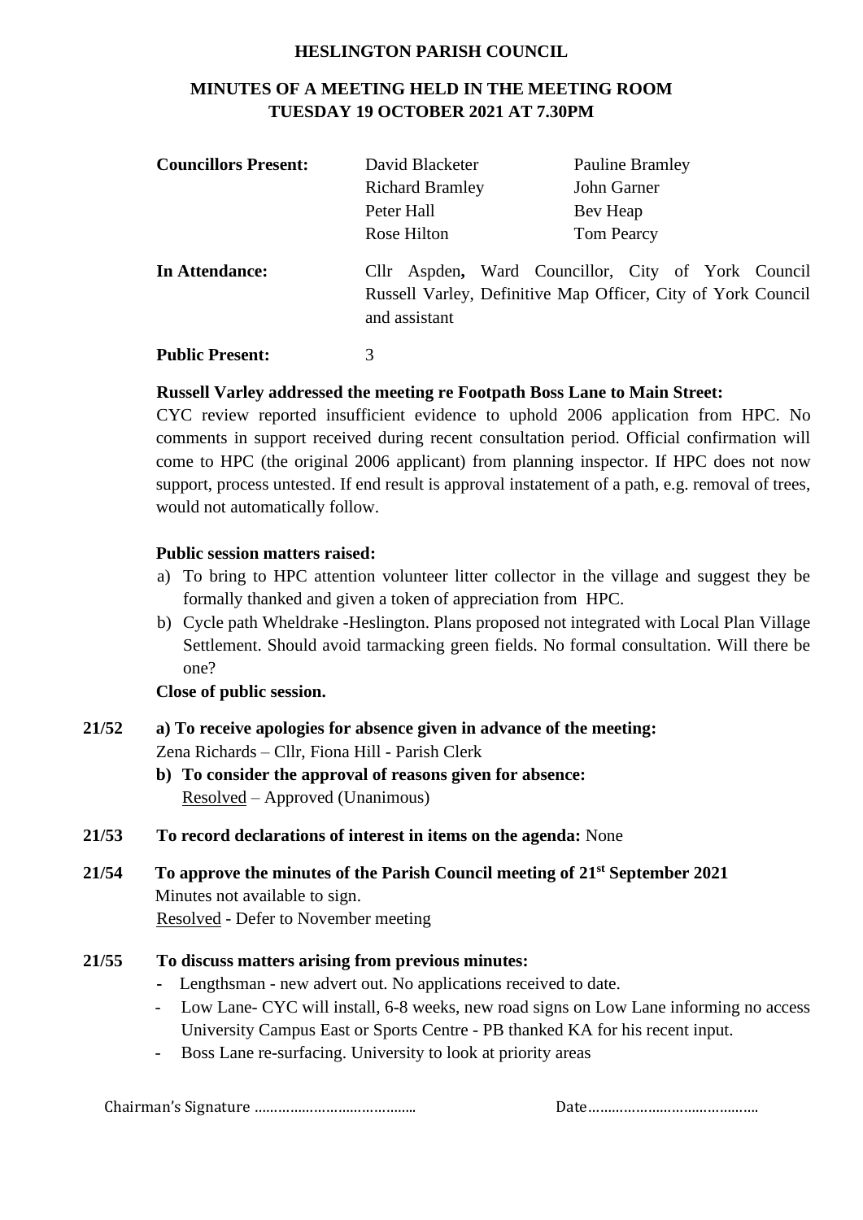# HESLINGTON PARISH COUNCIL

## MINUTES OF A MEETING HELD IN THE MEETING ROOM TUESDAY 19 OCTOBER 2021 AT 7.30PM

**Councillors Present:** David Blacketer, Pauline Bramley, Richard Bramley, John Garner, Peter Hall, Bev Heap, Rose Hilton, Tom Pearcy

**In Attendance:** Cllr Aspden**,** Ward Councillor, City of York Council
Russell Varley, Definitive Map Officer, City of York Council and assistant

**Public Present:** 3

**Russell Varley addressed the meeting re Footpath Boss Lane to Main Street:**
CYC review reported insufficient evidence to uphold 2006 application from HPC. No comments in support received during recent consultation period. Official confirmation will come to HPC (the original 2006 applicant) from planning inspector. If HPC does not now support, process untested. If end result is approval instatement of a path, e.g. removal of trees, would not automatically follow.

**Public session matters raised:**

a) To bring to HPC attention volunteer litter collector in the village and suggest they be formally thanked and given a token of appreciation from HPC.
b) Cycle path Wheldrake -Heslington. Plans proposed not integrated with Local Plan Village Settlement. Should avoid tarmacking green fields. No formal consultation. Will there be one?

**Close of public session.**

**21/52 a) To receive apologies for absence given in advance of the meeting:**
Zena Richards – Cllr, Fiona Hill - Parish Clerk

**b) To consider the approval of reasons given for absence:**
Resolved – Approved (Unanimous)

**21/53 To record declarations of interest in items on the agenda:** None

**21/54 To approve the minutes of the Parish Council meeting of 21st September 2021**
Minutes not available to sign.
Resolved - Defer to November meeting

**21/55 To discuss matters arising from previous minutes:**

- Lengthsman - new advert out. No applications received to date.
- Low Lane- CYC will install, 6-8 weeks, new road signs on Low Lane informing no access University Campus East or Sports Centre - PB thanked KA for his recent input.
- Boss Lane re-surfacing. University to look at priority areas

Chairman's Signature …………………………………… Date……………………………………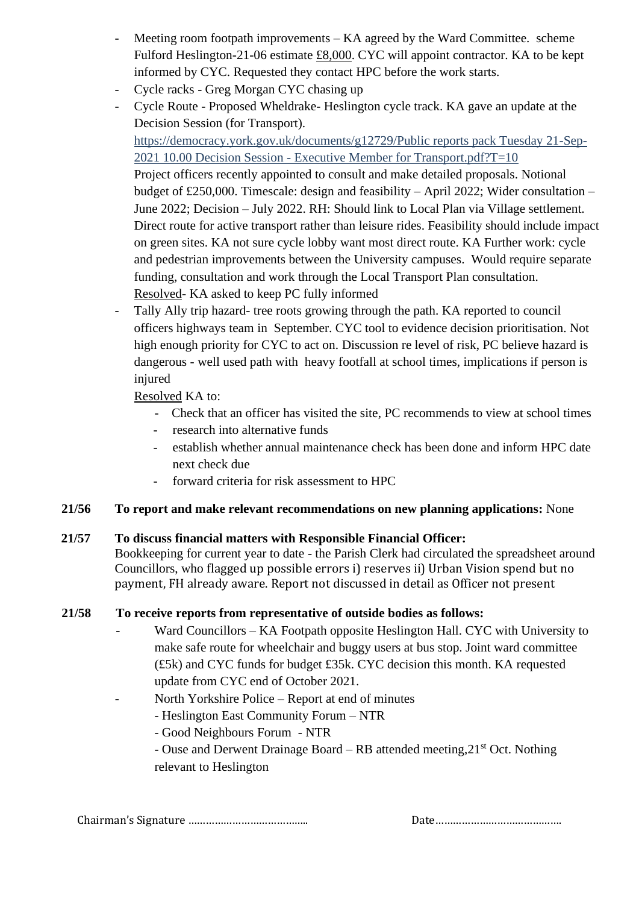- Meeting room footpath improvements – KA agreed by the Ward Committee. scheme Fulford Heslington-21-06 estimate £8,000. CYC will appoint contractor. KA to be kept informed by CYC. Requested they contact HPC before the work starts.
- Cycle racks - Greg Morgan CYC chasing up
- Cycle Route - Proposed Wheldrake- Heslington cycle track. KA gave an update at the Decision Session (for Transport).
  https://democracy.york.gov.uk/documents/g12729/Public reports pack Tuesday 21-Sep-2021 10.00 Decision Session - Executive Member for Transport.pdf?T=10
  Project officers recently appointed to consult and make detailed proposals. Notional budget of £250,000. Timescale: design and feasibility – April 2022; Wider consultation – June 2022; Decision – July 2022. RH: Should link to Local Plan via Village settlement. Direct route for active transport rather than leisure rides. Feasibility should include impact on green sites. KA not sure cycle lobby want most direct route. KA Further work: cycle and pedestrian improvements between the University campuses. Would require separate funding, consultation and work through the Local Transport Plan consultation.
  Resolved- KA asked to keep PC fully informed
- Tally Ally trip hazard- tree roots growing through the path. KA reported to council officers highways team in September. CYC tool to evidence decision prioritisation. Not high enough priority for CYC to act on. Discussion re level of risk, PC believe hazard is dangerous - well used path with heavy footfall at school times, implications if person is injured
  Resolved KA to:
  - Check that an officer has visited the site, PC recommends to view at school times
  - research into alternative funds
  - establish whether annual maintenance check has been done and inform HPC date next check due
  - forward criteria for risk assessment to HPC

**21/56 To report and make relevant recommendations on new planning applications:** None

**21/57 To discuss financial matters with Responsible Financial Officer:**
Bookkeeping for current year to date - the Parish Clerk had circulated the spreadsheet around Councillors, who flagged up possible errors i) reserves ii) Urban Vision spend but no payment, FH already aware. Report not discussed in detail as Officer not present

**21/58 To receive reports from representative of outside bodies as follows:**

- Ward Councillors – KA Footpath opposite Heslington Hall. CYC with University to make safe route for wheelchair and buggy users at bus stop. Joint ward committee (£5k) and CYC funds for budget £35k. CYC decision this month. KA requested update from CYC end of October 2021.
- North Yorkshire Police – Report at end of minutes
  - Heslington East Community Forum – NTR
  - Good Neighbours Forum - NTR
  - Ouse and Derwent Drainage Board – RB attended meeting,21st Oct. Nothing relevant to Heslington

Chairman's Signature ………………………………… Date……………………………………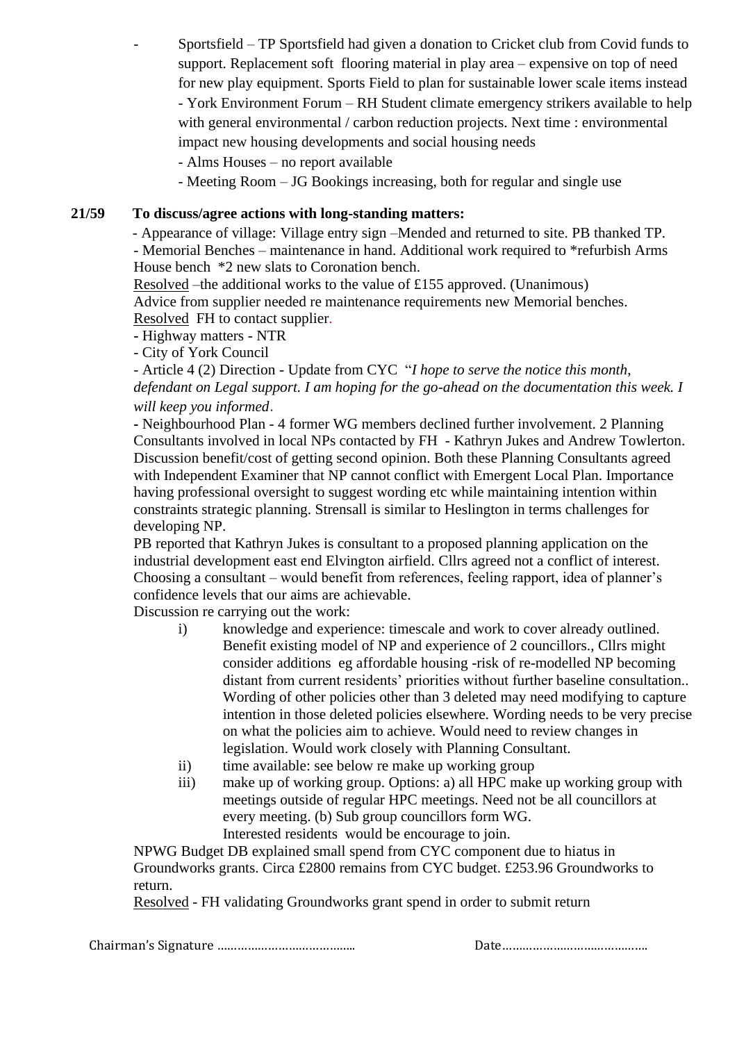- Sportsfield – TP Sportsfield had given a donation to Cricket club from Covid funds to support. Replacement soft flooring material in play area – expensive on top of need for new play equipment. Sports Field to plan for sustainable lower scale items instead
  - York Environment Forum – RH Student climate emergency strikers available to help with general environmental / carbon reduction projects. Next time : environmental impact new housing developments and social housing needs
  - Alms Houses – no report available
  - Meeting Room – JG Bookings increasing, both for regular and single use

**21/59 To discuss/agree actions with long-standing matters:**

- Appearance of village: Village entry sign –Mended and returned to site. PB thanked TP.
- Memorial Benches – maintenance in hand. Additional work required to *refurbish Arms House bench *2 new slats to Coronation bench.

Resolved –the additional works to the value of £155 approved. (Unanimous)

Advice from supplier needed re maintenance requirements new Memorial benches.

Resolved FH to contact supplier.

- Highway matters - NTR
- City of York Council
- Article 4 (2) Direction - Update from CYC "*I hope to serve the notice this month, defendant on Legal support. I am hoping for the go-ahead on the documentation this week. I will keep you informed*.
- Neighbourhood Plan - 4 former WG members declined further involvement. 2 Planning Consultants involved in local NPs contacted by FH - Kathryn Jukes and Andrew Towlerton. Discussion benefit/cost of getting second opinion. Both these Planning Consultants agreed with Independent Examiner that NP cannot conflict with Emergent Local Plan. Importance having professional oversight to suggest wording etc while maintaining intention within constraints strategic planning. Strensall is similar to Heslington in terms challenges for developing NP.

PB reported that Kathryn Jukes is consultant to a proposed planning application on the industrial development east end Elvington airfield. Cllrs agreed not a conflict of interest. Choosing a consultant – would benefit from references, feeling rapport, idea of planner's confidence levels that our aims are achievable.

Discussion re carrying out the work:

i) knowledge and experience: timescale and work to cover already outlined. Benefit existing model of NP and experience of 2 councillors., Cllrs might consider additions eg affordable housing -risk of re-modelled NP becoming distant from current residents' priorities without further baseline consultation.. Wording of other policies other than 3 deleted may need modifying to capture intention in those deleted policies elsewhere. Wording needs to be very precise on what the policies aim to achieve. Would need to review changes in legislation. Would work closely with Planning Consultant.

ii) time available: see below re make up working group

iii) make up of working group. Options: a) all HPC make up working group with meetings outside of regular HPC meetings. Need not be all councillors at every meeting. (b) Sub group councillors form WG.
Interested residents would be encourage to join.

NPWG Budget DB explained small spend from CYC component due to hiatus in Groundworks grants. Circa £2800 remains from CYC budget. £253.96 Groundworks to return.

Resolved - FH validating Groundworks grant spend in order to submit return

Chairman's Signature ……………………………….. Date……………………………………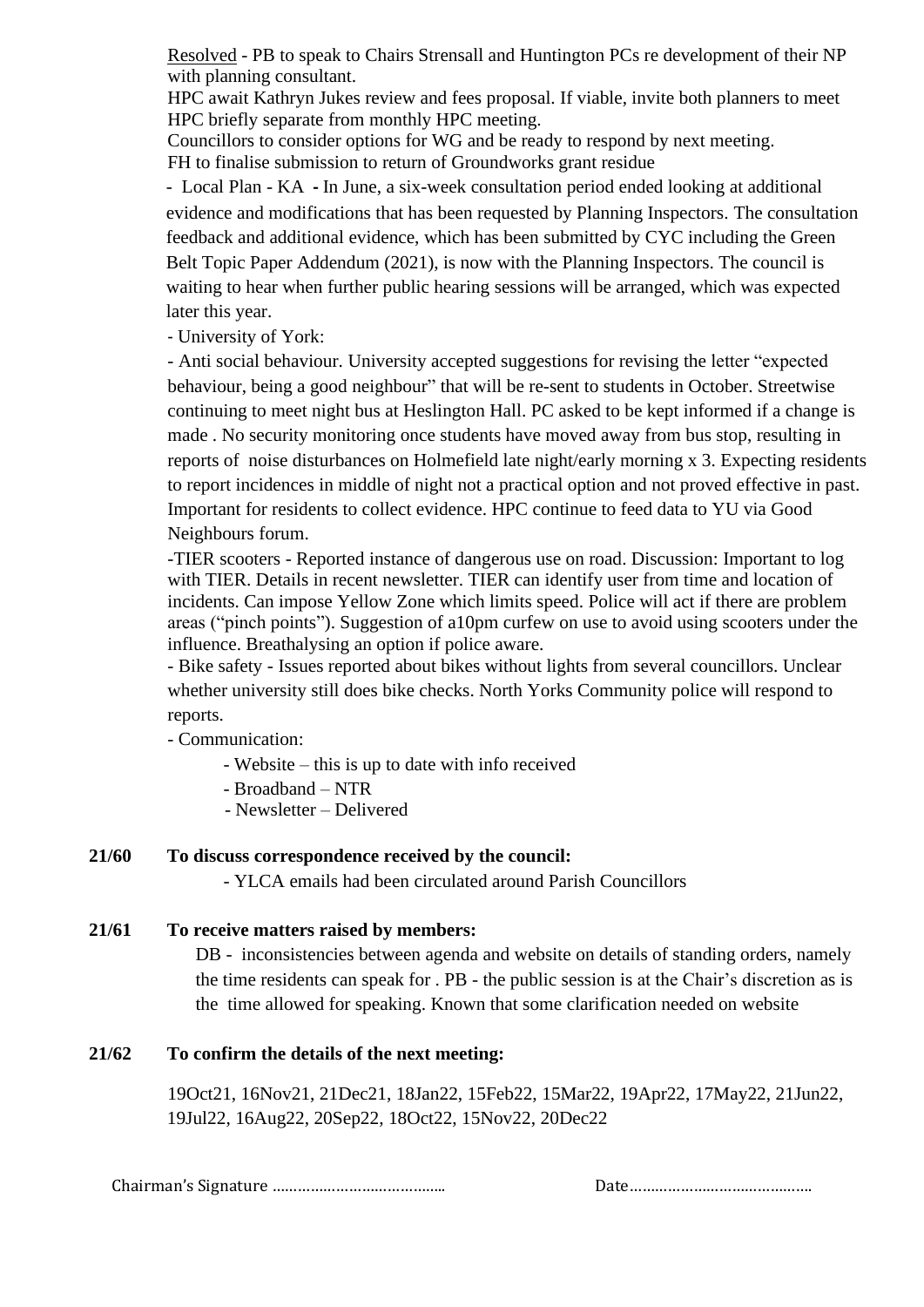Resolved - PB to speak to Chairs Strensall and Huntington PCs re development of their NP with planning consultant.

HPC await Kathryn Jukes review and fees proposal. If viable, invite both planners to meet HPC briefly separate from monthly HPC meeting.

Councillors to consider options for WG and be ready to respond by next meeting.

FH to finalise submission to return of Groundworks grant residue

- Local Plan - KA **-** In June, a six-week consultation period ended looking at additional evidence and modifications that has been requested by Planning Inspectors. The consultation feedback and additional evidence, which has been submitted by CYC including the Green Belt Topic Paper Addendum (2021), is now with the Planning Inspectors. The council is waiting to hear when further public hearing sessions will be arranged, which was expected later this year.

- University of York:

- Anti social behaviour. University accepted suggestions for revising the letter "expected behaviour, being a good neighbour" that will be re-sent to students in October. Streetwise continuing to meet night bus at Heslington Hall. PC asked to be kept informed if a change is made . No security monitoring once students have moved away from bus stop, resulting in reports of noise disturbances on Holmefield late night/early morning x 3. Expecting residents to report incidences in middle of night not a practical option and not proved effective in past. Important for residents to collect evidence. HPC continue to feed data to YU via Good Neighbours forum.

-TIER scooters - Reported instance of dangerous use on road. Discussion: Important to log with TIER. Details in recent newsletter. TIER can identify user from time and location of incidents. Can impose Yellow Zone which limits speed. Police will act if there are problem areas ("pinch points"). Suggestion of a10pm curfew on use to avoid using scooters under the influence. Breathalysing an option if police aware.

- Bike safety - Issues reported about bikes without lights from several councillors. Unclear whether university still does bike checks. North Yorks Community police will respond to reports.

- Communication:
    - Website – this is up to date with info received
    - Broadband – NTR
    - Newsletter – Delivered

**21/60 To discuss correspondence received by the council:**

- YLCA emails had been circulated around Parish Councillors

**21/61 To receive matters raised by members:**

DB - inconsistencies between agenda and website on details of standing orders, namely the time residents can speak for . PB - the public session is at the Chair's discretion as is the time allowed for speaking. Known that some clarification needed on website

**21/62 To confirm the details of the next meeting:**

19Oct21, 16Nov21, 21Dec21, 18Jan22, 15Feb22, 15Mar22, 19Apr22, 17May22, 21Jun22, 19Jul22, 16Aug22, 20Sep22, 18Oct22, 15Nov22, 20Dec22

Chairman's Signature ………………………………… Date……………………………………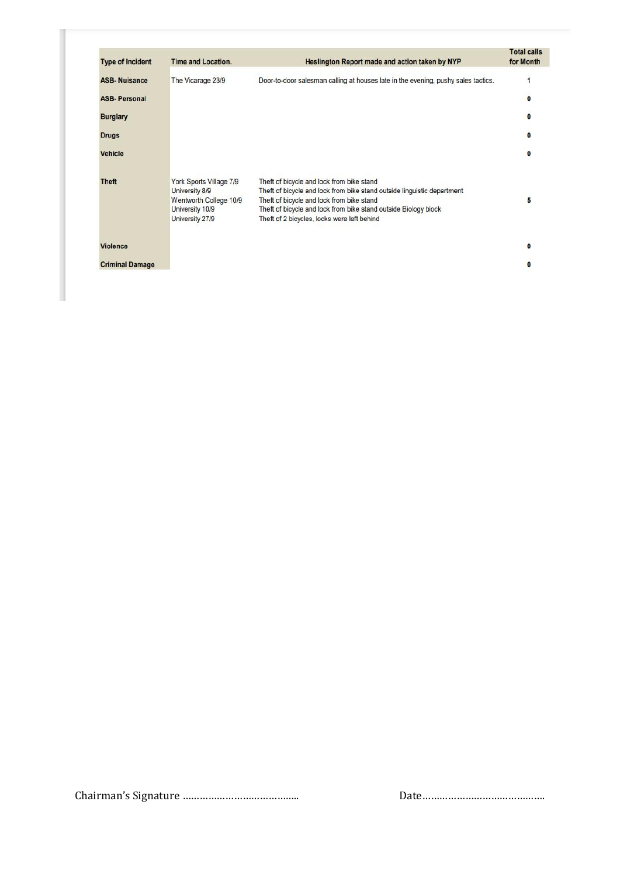| Type of Incident | Time and Location. | Heslington Report made and action taken by NYP | Total calls for Month |
|---|---|---|---|
| **ASB- Nuisance** | The Vicarage 23/9 | Door-to-door salesman calling at houses late in the evening, pushy sales tactics. | **1** |
| **ASB- Personal** | | | **0** |
| **Burglary** | | | **0** |
| **Drugs** | | | **0** |
| **Vehicle** | | | **0** |
| **Theft** | York Sports Village 7/9<br>University 8/9<br>Wentworth College 10/9<br>University 10/9<br>University 27/9 | Theft of bicycle and lock from bike stand<br>Theft of bicycle and lock from bike stand outside linguistic department<br>Theft of bicycle and lock from bike stand<br>Theft of bicycle and lock from bike stand outside Biology block<br>Theft of 2 bicycles, locks were left behind | **5** |
| **Violence** | | | **0** |
| **Criminal Damage** | | | **0** |

Chairman's Signature …………………………………..

Date……………………………………